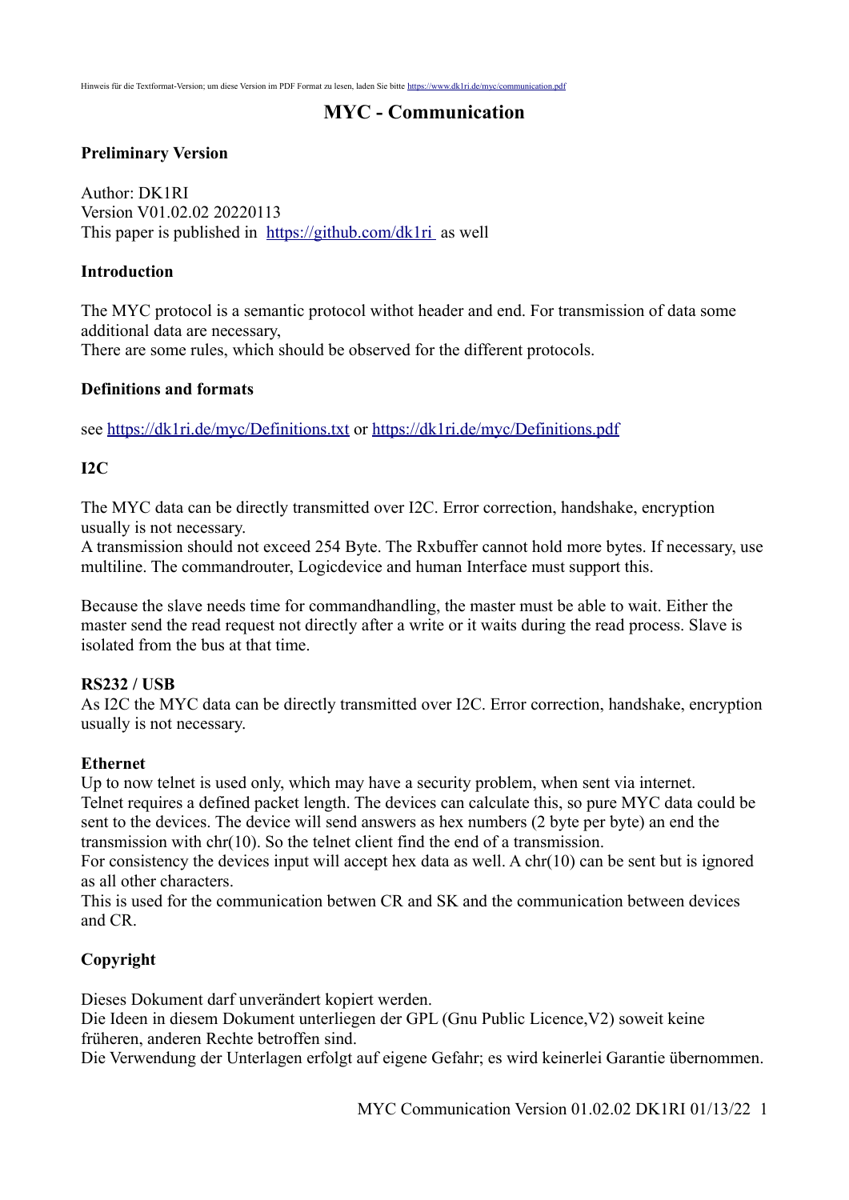Hinweis für die Textformat-Version; um diese Version im PDF Format zu lesen, laden Sie bitte https://www.dk1ri.de/myc/communication.pdf

# MYC - Communication

**Preliminary Version**

Author: DK1RI
Version V01.02.02 20220113
This paper is published in https://github.com/dk1ri as well

## Introduction

The MYC protocol is a semantic protocol withot header and end. For transmission of data some additional data are necessary,
There are some rules, which should be observed for the different protocols.

## Definitions and formats

see https://dk1ri.de/myc/Definitions.txt or https://dk1ri.de/myc/Definitions.pdf

## I2C

The MYC data can be directly transmitted over I2C. Error correction, handshake, encryption usually is not necessary.
A transmission should not exceed 254 Byte. The Rxbuffer cannot hold more bytes. If necessary, use multiline. The commandrouter, Logicdevice and human Interface must support this.

Because the slave needs time for commandhandling, the master must be able to wait. Either the master send the read request not directly after a write or it waits during the read process. Slave is isolated from the bus at that time.

## RS232 / USB

As I2C the MYC data can be directly transmitted over I2C. Error correction, handshake, encryption usually is not necessary.

## Ethernet

Up to now telnet is used only, which may have a security problem, when sent via internet.
Telnet requires a defined packet length. The devices can calculate this, so pure MYC data could be sent to the devices. The device will send answers as hex numbers (2 byte per byte) an end the transmission with chr(10). So the telnet client find the end of a transmission.
For consistency the devices input will accept hex data as well. A chr(10) can be sent but is ignored as all other characters.
This is used for the communication betwen CR and SK and the communication between devices and CR.

## Copyright

Dieses Dokument darf unverändert kopiert werden.
Die Ideen in diesem Dokument unterliegen der GPL (Gnu Public Licence,V2) soweit keine früheren, anderen Rechte betroffen sind.
Die Verwendung der Unterlagen erfolgt auf eigene Gefahr; es wird keinerlei Garantie übernommen.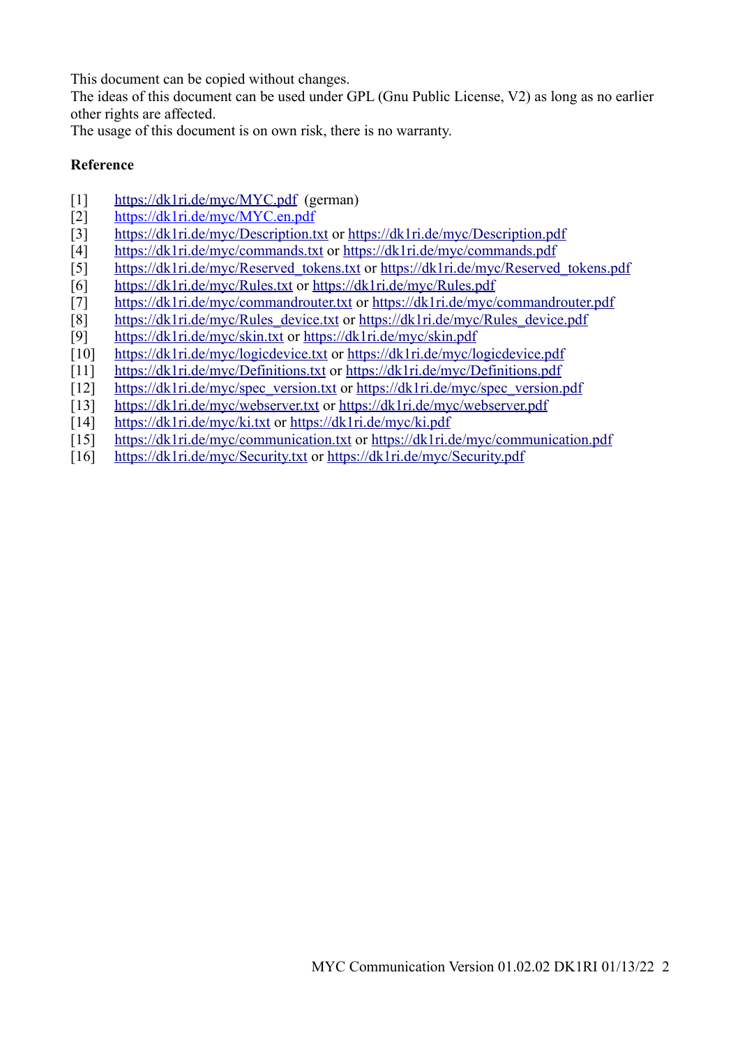This document can be copied without changes.
The ideas of this document can be used under GPL (Gnu Public License, V2) as long as no earlier other rights are affected.
The usage of this document is on own risk, there is no warranty.

**Reference**

[1] https://dk1ri.de/myc/MYC.pdf (german)
[2] https://dk1ri.de/myc/MYC.en.pdf
[3] https://dk1ri.de/myc/Description.txt or https://dk1ri.de/myc/Description.pdf
[4] https://dk1ri.de/myc/commands.txt or https://dk1ri.de/myc/commands.pdf
[5] https://dk1ri.de/myc/Reserved_tokens.txt or https://dk1ri.de/myc/Reserved_tokens.pdf
[6] https://dk1ri.de/myc/Rules.txt or https://dk1ri.de/myc/Rules.pdf
[7] https://dk1ri.de/myc/commandrouter.txt or https://dk1ri.de/myc/commandrouter.pdf
[8] https://dk1ri.de/myc/Rules_device.txt or https://dk1ri.de/myc/Rules_device.pdf
[9] https://dk1ri.de/myc/skin.txt or https://dk1ri.de/myc/skin.pdf
[10] https://dk1ri.de/myc/logicdevice.txt or https://dk1ri.de/myc/logicdevice.pdf
[11] https://dk1ri.de/myc/Definitions.txt or https://dk1ri.de/myc/Definitions.pdf
[12] https://dk1ri.de/myc/spec_version.txt or https://dk1ri.de/myc/spec_version.pdf
[13] https://dk1ri.de/myc/webserver.txt or https://dk1ri.de/myc/webserver.pdf
[14] https://dk1ri.de/myc/ki.txt or https://dk1ri.de/myc/ki.pdf
[15] https://dk1ri.de/myc/communication.txt or https://dk1ri.de/myc/communication.pdf
[16] https://dk1ri.de/myc/Security.txt or https://dk1ri.de/myc/Security.pdf